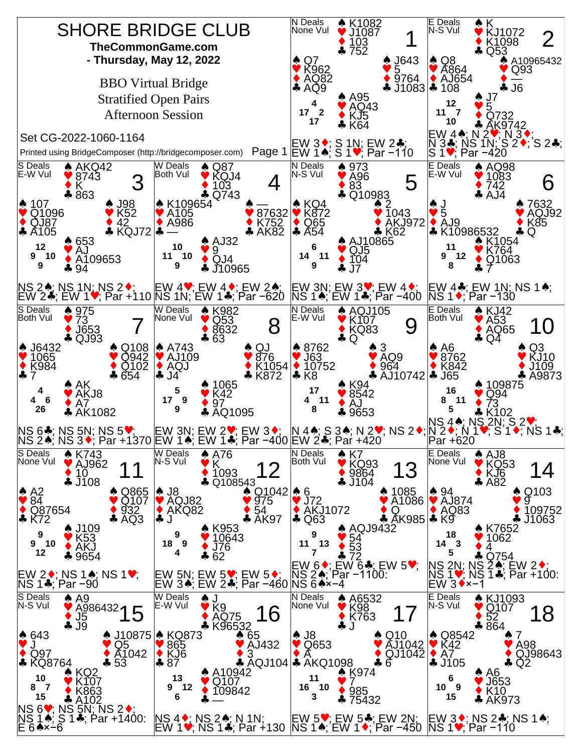# SHORE BRIDGE CLUB

**TheCommonGame.com**

**- Thursday, May 12, 2022**

BBO Virtual Bridge

Stratified Open Pairs

Afternoon Session

Set CG-2022-1060-1164

Printed using BridgeComposer (http://bridgecomposer.com)

---

## Board 1
N Deals, None Vul

- North: ♠ K1082 ♥ J1087 ♦ 103 ♣ 752
- West: ♠ Q7 ♥ K962 ♦ AQ82 ♣ AQ9
- East: ♠ J643 ♥ 5 ♦ 9764 ♣ J1083
- South: ♠ A95 ♥ AQ43 ♦ KJ5 ♣ K64

HCP: N 4, W 17, E 2, S 17

EW 3♦; S 1N; EW 2♣; EW 1♠; S 1♥; Par −110

## Board 2
E Deals, N-S Vul

- North: ♠ K ♥ KJ1072 ♦ K1098 ♣ Q53
- West: ♠ Q8 ♥ A864 ♦ AJ654 ♣ 108
- East: ♠ A10965432 ♥ Q93 ♦ — ♣ J6
- South: ♠ J7 ♥ 5 ♦ Q732 ♣ AK9742

HCP: N 12, W 11, E 7, S 10

EW 4♠; N 2♥; N 3♦; N 3♣; NS 1N; S 2♦; S 2♣; S 1♥; Par −420

## Board 3
S Deals, E-W Vul

- North: ♠ AKQ42 ♥ 8743 ♦ K ♣ 863
- West: ♠ 107 ♥ Q1096 ♦ QJ87 ♣ A105
- East: ♠ J98 ♥ K52 ♦ 42 ♣ KQJ72
- South: ♠ 653 ♥ AJ ♦ A109653 ♣ 94

HCP: N 12, W 9, E 10, S 9

NS 2♠; NS 1N; NS 2♦; EW 2♣; EW 1♥; Par +110

## Board 4
W Deals, Both Vul

- North: ♠ Q87 ♥ KQJ4 ♦ 103 ♣ Q743
- West: ♠ K109654 ♥ A105 ♦ A986 ♣ —
- East: ♠ — ♥ 87632 ♦ K752 ♣ AK82
- South: ♠ AJ32 ♥ 9 ♦ QJ4 ♣ J10965

HCP: N 10, W 11, E 10, S 9

EW 4♥; EW 4♦; EW 2♠; NS 1N; EW 1♣; Par −620

## Board 5
N Deals, N-S Vul

- North: ♠ 973 ♥ A96 ♦ 83 ♣ Q10983
- West: ♠ KQ4 ♥ K872 ♦ Q65 ♣ A54
- East: ♠ 2 ♥ 1043 ♦ AKJ972 ♣ K62
- South: ♠ AJ10865 ♥ QJ5 ♦ 104 ♣ J7

HCP: N 6, W 14, E 11, S 9

EW 3N; EW 3♥; EW 4♦; NS 1♠; EW 1♣; Par −400

## Board 6
E Deals, E-W Vul

- North: ♠ AQ98 ♥ 1083 ♦ 742 ♣ AJ4
- West: ♠ J ♥ 5 ♦ AJ9 ♣ K10986532
- East: ♠ 7632 ♥ AQJ92 ♦ K85 ♣ Q
- South: ♠ K1054 ♥ K764 ♦ Q1063 ♣ 7

HCP: N 11, W 9, E 12, S 8

EW 4♣; EW 1N; NS 1♠; NS 1♦; Par −130

## Board 7
S Deals, Both Vul

- North: ♠ 975 ♥ 73 ♦ J653 ♣ QJ93
- West: ♠ J6432 ♥ 1065 ♦ K984 ♣ 7
- East: ♠ Q108 ♥ Q942 ♦ Q102 ♣ 654
- South: ♠ AK ♥ AKJ8 ♦ A7 ♣ AK1082

HCP: N 4, W 4, E 6, S 26

NS 6♣; NS 5N; NS 5♥; NS 2♠; NS 3♦; Par +1370

## Board 8
W Deals, None Vul

- North: ♠ K982 ♥ Q53 ♦ 8632 ♣ 63
- West: ♠ A743 ♥ AJ109 ♦ AQJ ♣ J4
- East: ♠ QJ ♥ 876 ♦ K1054 ♣ K872
- South: ♠ 1065 ♥ K42 ♦ 97 ♣ AQ1095

HCP: N 5, W 17, E 9, S 9

EW 3N; EW 2♥; EW 3♦; EW 1♠; EW 1♣; Par −400

## Board 9
N Deals, E-W Vul

- North: ♠ AQJ105 ♥ K107 ♦ KQ83 ♣ Q
- West: ♠ 8762 ♥ J63 ♦ 10752 ♣ K8
- East: ♠ 3 ♥ AQ9 ♦ 964 ♣ AJ10742
- South: ♠ K94 ♥ 8542 ♦ AJ ♣ 9653

HCP: N 17, W 4, E 11, S 8

N 4♠; S 3♠; N 2♥; NS 2♦; EW 2♣; Par +420

## Board 10
E Deals, Both Vul

- North: ♠ KJ42 ♥ A53 ♦ AQ65 ♣ Q4
- West: ♠ A6 ♥ 8762 ♦ K842 ♣ J65
- East: ♠ Q3 ♥ KJ10 ♦ J109 ♣ A9873
- South: ♠ 109875 ♥ Q94 ♦ 73 ♣ K102

HCP: N 16, W 8, E 11, S 5

NS 4♠; NS 2N; S 2♥; N 2♦; N 1♥; S 1♦; NS 1♣; Par +620

## Board 11
S Deals, None Vul

- North: ♠ K743 ♥ AJ962 ♦ 10 ♣ J108
- West: ♠ A2 ♥ 84 ♦ Q87654 ♣ K72
- East: ♠ Q865 ♥ Q107 ♦ 932 ♣ AQ3
- South: ♠ J109 ♥ K53 ♦ AKJ ♣ 9654

HCP: N 9, W 9, E 10, S 12

EW 2♦; NS 1♠; NS 1♥; NS 1♣; Par −90

## Board 12
W Deals, N-S Vul

- North: ♠ A76 ♥ K ♦ 1093 ♣ Q108543
- West: ♠ J8 ♥ AQJ82 ♦ AKQ82 ♣ J
- East: ♠ Q1042 ♥ 975 ♦ 54 ♣ AK97
- South: ♠ K953 ♥ 10643 ♦ J76 ♣ 62

HCP: N 9, W 18, E 9, S 4

EW 5N; EW 5♥; EW 5♦; EW 3♠; EW 2♣; Par −460

## Board 13
N Deals, Both Vul

- North: ♠ K7 ♥ KQ93 ♦ 9864 ♣ J104
- West: ♠ 6 ♥ J72 ♦ AKJ1072 ♣ Q63
- East: ♠ 1085 ♥ A1086 ♦ Q ♣ AK985
- South: ♠ AQJ9432 ♥ 54 ♦ 53 ♣ 72

HCP: N 9, W 11, E 13, S 7

EW 6♦; EW 6♣; EW 5♥; NS 2♠; Par −1100: NS 6♠×−4

## Board 14
E Deals, None Vul

- North: ♠ AJ8 ♥ KQ53 ♦ KJ6 ♣ A82
- West: ♠ 94 ♥ AJ874 ♦ AQ83 ♣ K9
- East: ♠ Q103 ♥ 9 ♦ 109752 ♣ J1063
- South: ♠ K7652 ♥ 1062 ♦ 4 ♣ Q754

HCP: N 18, W 14, E 3, S 5

NS 2N; NS 2♠; EW 2♦; NS 1♥; NS 1♣; Par +100: EW 3♦×−1

## Board 15
S Deals, N-S Vul

- North: ♠ A9 ♥ A986432 ♦ J5 ♣ J9
- West: ♠ 643 ♥ J ♦ Q97 ♣ KQ8764
- East: ♠ J10875 ♥ Q5 ♦ A1042 ♣ 53
- South: ♠ KQ2 ♥ K107 ♦ K863 ♣ A102

HCP: N 10, W 8, E 7, S 15

NS 6♥; NS 5N; NS 2♦; NS 1♠; S 1♣; Par +1400: E 6♠×−6

## Board 16
W Deals, E-W Vul

- North: ♠ J ♥ K9 ♦ AQ75 ♣ K96532
- West: ♠ KQ873 ♥ 865 ♦ KJ6 ♣ 87
- East: ♠ 65 ♥ AJ432 ♦ 3 ♣ AQJ104
- South: ♠ A10942 ♥ Q107 ♦ 109842 ♣ —

HCP: N 13, W 9, E 12, S 6

NS 4♦; NS 2♠; N 1N; EW 1♥; NS 1♣; Par +130

## Board 17
N Deals, None Vul

- North: ♠ A6532 ♥ K98 ♦ K763 ♣ J
- West: ♠ J8 ♥ Q653 ♦ A ♣ AKQ1098
- East: ♠ Q10 ♥ AJ1042 ♦ QJ1042 ♣ 6
- South: ♠ K974 ♥ 7 ♦ 985 ♣ 75432

HCP: N 11, W 16, E 10, S 3

EW 5♥; EW 5♣; EW 2N; NS 1♠; EW 1♦; Par −450

## Board 18
E Deals, N-S Vul

- North: ♠ KJ1093 ♥ Q107 ♦ 52 ♣ 864
- West: ♠ Q8542 ♥ K42 ♦ A7 ♣ J105
- East: ♠ 7 ♥ A98 ♦ QJ98643 ♣ Q2
- South: ♠ A6 ♥ J653 ♦ K10 ♣ AK973

HCP: N 6, W 10, E 9, S 15

EW 3♦; NS 2♣; NS 1♠; NS 1♥; Par −110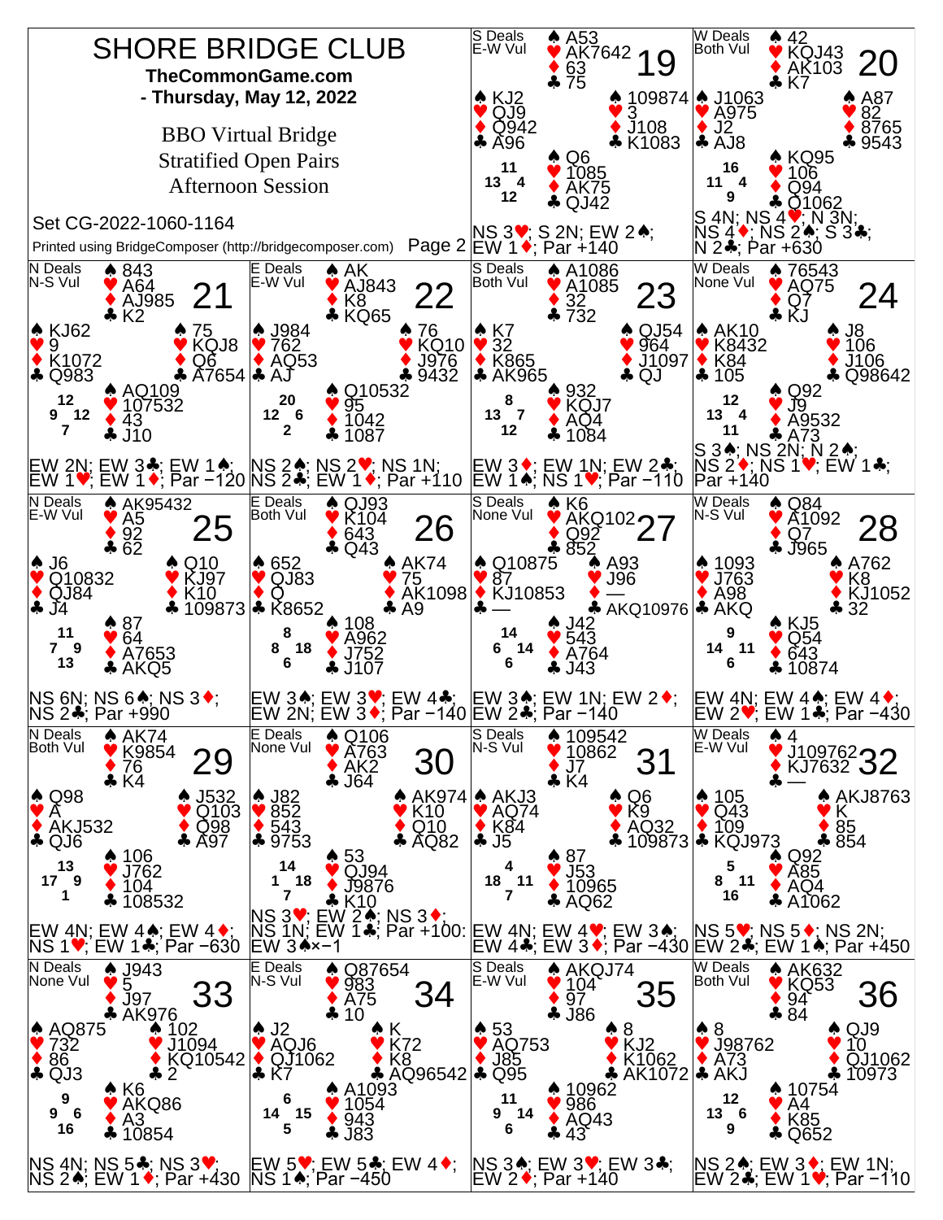# SHORE BRIDGE CLUB

**TheCommonGame.com**

**- Thursday, May 12, 2022**

BBO Virtual Bridge
Stratified Open Pairs
Afternoon Session

Set CG-2022-1060-1164

Printed using BridgeComposer (http://bridgecomposer.com)

## Board 19
S Deals, E-W Vul

| | |
|---|---|
| North | ♠ A53 ♥ AK7642 ♦ 63 ♣ 75 |
| West | ♠ KJ2 ♥ QJ9 ♦ Q942 ♣ A96 |
| East | ♠ 109874 ♥ 3 ♦ J108 ♣ K1083 |
| South | ♠ Q6 ♥ 1085 ♦ AK75 ♣ QJ42 |

HCP: N 11, W 13, E 4, S 12

NS 3♥; S 2N; EW 2♠; EW 1♦; Par +140

## Board 20
W Deals, Both Vul

| | |
|---|---|
| North | ♠ 42 ♥ KQJ43 ♦ AK103 ♣ K7 |
| West | ♠ J1063 ♥ A975 ♦ J2 ♣ AJ8 |
| East | ♠ A87 ♥ 82 ♦ 8765 ♣ 9543 |
| South | ♠ KQ95 ♥ 106 ♦ Q94 ♣ Q1062 |

HCP: N 16, W 11, E 4, S 9

S 4N; NS 4♥; N 3N; NS 4♦; NS 2♠; S 3♣; N 2♣; Par +630

## Board 21
N Deals, N-S Vul

| | |
|---|---|
| North | ♠ 843 ♥ A64 ♦ AJ985 ♣ K2 |
| West | ♠ KJ62 ♥ 9 ♦ K1072 ♣ Q983 |
| East | ♠ 75 ♥ KQJ8 ♦ Q6 ♣ A7654 |
| South | ♠ AQ109 ♥ 107532 ♦ 43 ♣ J10 |

HCP: N 12, W 9, E 12, S 7

EW 2N; EW 3♣; EW 1♠; EW 1♥; EW 1♦; Par −120

## Board 22
E Deals, E-W Vul

| | |
|---|---|
| North | ♠ AK ♥ AJ843 ♦ K8 ♣ KQ65 |
| West | ♠ J984 ♥ 762 ♦ AQ53 ♣ AJ |
| East | ♠ 76 ♥ KQ10 ♦ J976 ♣ 9432 |
| South | ♠ Q10532 ♥ 95 ♦ 1042 ♣ 1087 |

HCP: N 20, W 12, E 6, S 2

NS 2♠; NS 2♥; NS 1N; NS 2♣; EW 1♦; Par +110

## Board 23
S Deals, Both Vul

| | |
|---|---|
| North | ♠ A1086 ♥ A1085 ♦ 32 ♣ 732 |
| West | ♠ K7 ♥ 32 ♦ K865 ♣ AK965 |
| East | ♠ QJ54 ♥ 964 ♦ J1097 ♣ QJ |
| South | ♠ 932 ♥ KQJ7 ♦ AQ4 ♣ 1084 |

HCP: N 8, W 13, E 7, S 12

EW 3♦; EW 1N; EW 2♣; EW 1♠; NS 1♥; Par −110

## Board 24
W Deals, None Vul

| | |
|---|---|
| North | ♠ 76543 ♥ AQ75 ♦ Q7 ♣ KJ |
| West | ♠ AK10 ♥ K8432 ♦ K84 ♣ 105 |
| East | ♠ J8 ♥ 106 ♦ J106 ♣ Q98642 |
| South | ♠ Q92 ♥ J9 ♦ A9532 ♣ A73 |

HCP: N 12, W 13, E 4, S 11

S 3♠; NS 2N; N 2♠; NS 2♦; NS 1♥; EW 1♣; Par +140

## Board 25
N Deals, E-W Vul

| | |
|---|---|
| North | ♠ AK95432 ♥ A5 ♦ 92 ♣ 62 |
| West | ♠ J6 ♥ Q10832 ♦ QJ84 ♣ J4 |
| East | ♠ Q10 ♥ KJ97 ♦ K10 ♣ 109873 |
| South | ♠ 87 ♥ 64 ♦ A7653 ♣ AKQ5 |

HCP: N 11, W 7, E 9, S 13

NS 6N; NS 6♠; NS 3♦; NS 2♣; Par +990

## Board 26
E Deals, Both Vul

| | |
|---|---|
| North | ♠ QJ93 ♥ K104 ♦ 643 ♣ Q43 |
| West | ♠ 652 ♥ QJ83 ♦ Q ♣ K8652 |
| East | ♠ AK74 ♥ 75 ♦ AK1098 ♣ A9 |
| South | ♠ 108 ♥ A962 ♦ J752 ♣ J107 |

HCP: N 8, W 8, E 18, S 6

EW 3♠; EW 3♥; EW 4♣; EW 2N; EW 3♦; Par −140

## Board 27
S Deals, None Vul

| | |
|---|---|
| North | ♠ K6 ♥ AKQ102 ♦ Q92 ♣ 852 |
| West | ♠ Q10875 ♥ 87 ♦ KJ10853 ♣ — |
| East | ♠ A93 ♥ J96 ♦ — ♣ AKQ10976 |
| South | ♠ J42 ♥ 543 ♦ A764 ♣ J43 |

HCP: N 14, W 6, E 14, S 6

EW 3♠; EW 1N; EW 2♦; EW 2♣; Par −140

## Board 28
W Deals, N-S Vul

| | |
|---|---|
| North | ♠ Q84 ♥ A1092 ♦ Q7 ♣ J965 |
| West | ♠ 1093 ♥ J763 ♦ A98 ♣ AKQ |
| East | ♠ A762 ♥ K8 ♦ KJ1052 ♣ 32 |
| South | ♠ KJ5 ♥ Q54 ♦ 643 ♣ 10874 |

HCP: N 9, W 14, E 11, S 6

EW 4N; EW 4♠; EW 4♦; EW 2♥; EW 1♣; Par −430

## Board 29
N Deals, Both Vul

| | |
|---|---|
| North | ♠ AK74 ♥ K9854 ♦ 76 ♣ K4 |
| West | ♠ Q98 ♥ A ♦ AKJ532 ♣ QJ6 |
| East | ♠ J532 ♥ Q103 ♦ Q98 ♣ A97 |
| South | ♠ 106 ♥ J762 ♦ 104 ♣ 108532 |

HCP: N 13, W 17, E 9, S 1

EW 4N; EW 4♠; EW 4♦; NS 1♥; EW 1♣; Par −630

## Board 30
E Deals, None Vul

| | |
|---|---|
| North | ♠ Q106 ♥ A763 ♦ AK2 ♣ J64 |
| West | ♠ J82 ♥ 852 ♦ 543 ♣ 9753 |
| East | ♠ AK974 ♥ K10 ♦ Q10 ♣ AQ82 |
| South | ♠ 53 ♥ QJ94 ♦ J9876 ♣ K10 |

HCP: N 14, W 1, E 18, S 7

NS 3♥; EW 2♠; NS 3♦; NS 1N; EW 1♣; Par +100: EW 3♠×−1

## Board 31
S Deals, N-S Vul

| | |
|---|---|
| North | ♠ 109542 ♥ 10862 ♦ J7 ♣ K4 |
| West | ♠ AKJ3 ♥ AQ74 ♦ K84 ♣ J5 |
| East | ♠ Q6 ♥ K9 ♦ AQ32 ♣ 109873 |
| South | ♠ 87 ♥ J53 ♦ 10965 ♣ AQ62 |

HCP: N 4, W 18, E 11, S 7

EW 4N; EW 4♥; EW 3♠; EW 4♣; EW 3♦; Par −430

## Board 32
W Deals, E-W Vul

| | |
|---|---|
| North | ♠ 4 ♥ J109762 ♦ KJ7632 ♣ — |
| West | ♠ 105 ♥ Q43 ♦ 109 ♣ KQJ973 |
| East | ♠ AKJ8763 ♥ K ♦ 85 ♣ 854 |
| South | ♠ Q92 ♥ A85 ♦ AQ4 ♣ A1062 |

HCP: N 5, W 8, E 11, S 16

NS 5♥; NS 5♦; NS 2N; EW 2♣; EW 1♠; Par +450

## Board 33
N Deals, None Vul

| | |
|---|---|
| North | ♠ J943 ♥ 5 ♦ J97 ♣ AK976 |
| West | ♠ AQ875 ♥ 732 ♦ 86 ♣ QJ3 |
| East | ♠ 102 ♥ J1094 ♦ KQ10542 ♣ 2 |
| South | ♠ K6 ♥ AKQ86 ♦ A3 ♣ 10854 |

HCP: N 9, W 9, E 6, S 16

NS 4N; NS 5♣; NS 3♥; NS 2♠; EW 1♦; Par +430

## Board 34
E Deals, N-S Vul

| | |
|---|---|
| North | ♠ Q87654 ♥ 983 ♦ A75 ♣ 10 |
| West | ♠ J2 ♥ AQJ6 ♦ QJ1062 ♣ K7 |
| East | ♠ K ♥ K72 ♦ K8 ♣ AQ96542 |
| South | ♠ A1093 ♥ 1054 ♦ 943 ♣ J83 |

HCP: N 6, W 14, E 15, S 5

EW 5♥; EW 5♣; EW 4♦; NS 1♠; Par −450

## Board 35
S Deals, E-W Vul

| | |
|---|---|
| North | ♠ AKQJ74 ♥ 104 ♦ 97 ♣ J86 |
| West | ♠ 53 ♥ AQ753 ♦ J85 ♣ Q95 |
| East | ♠ 8 ♥ KJ2 ♦ K1062 ♣ AK1072 |
| South | ♠ 10962 ♥ 986 ♦ AQ43 ♣ 43 |

HCP: N 11, W 9, E 14, S 6

NS 3♠; EW 3♥; EW 3♣; EW 2♦; Par +140

## Board 36
W Deals, Both Vul

| | |
|---|---|
| North | ♠ AK632 ♥ KQ53 ♦ 94 ♣ 84 |
| West | ♠ 8 ♥ J98762 ♦ A73 ♣ AKJ |
| East | ♠ QJ9 ♥ 10 ♦ QJ1062 ♣ 10973 |
| South | ♠ 10754 ♥ A4 ♦ K85 ♣ Q652 |

HCP: N 12, W 13, E 6, S 9

NS 2♠; EW 3♦; EW 1N; EW 2♣; EW 1♥; Par −110